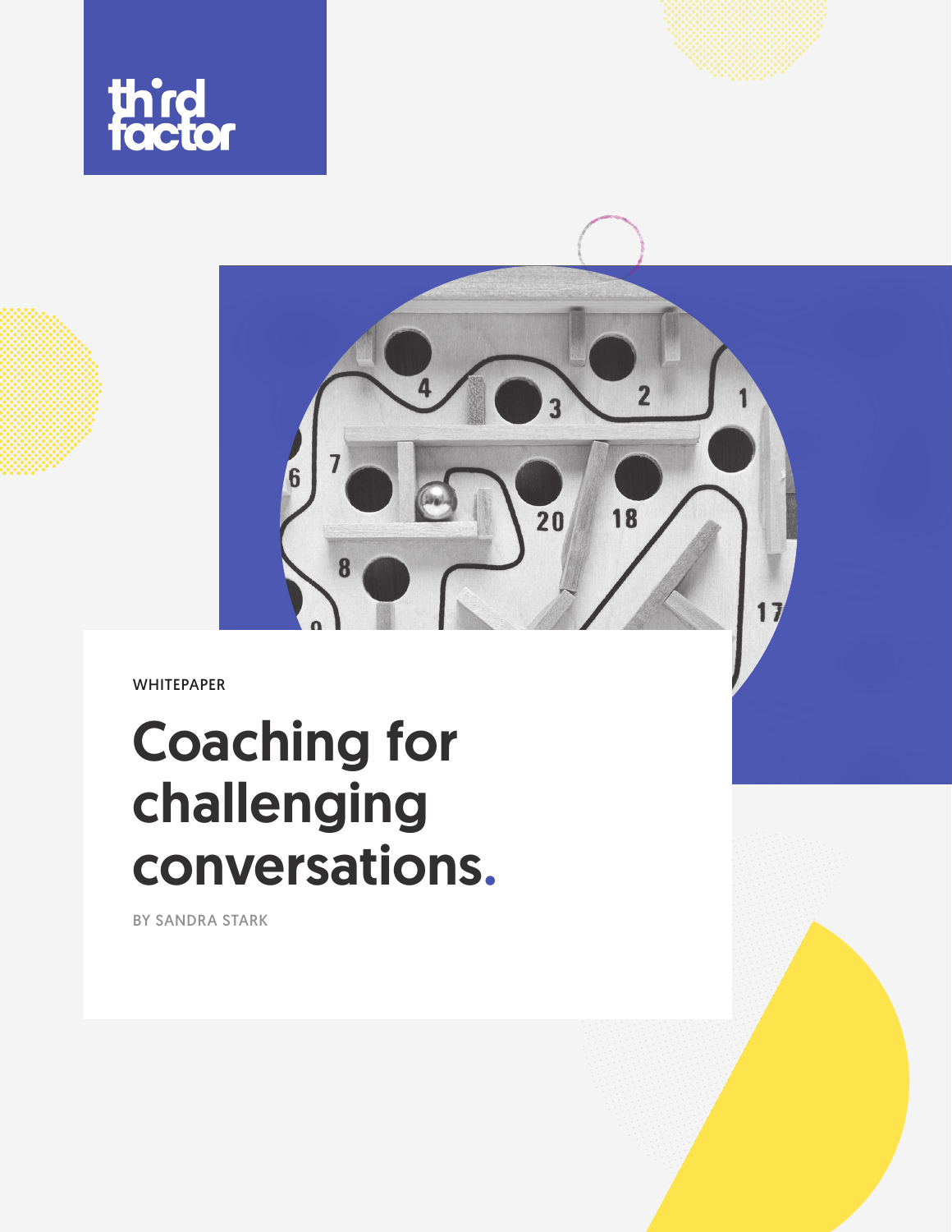third factor

WHITEPAPER

# Coaching for challenging conversations.

BY SANDRA STARK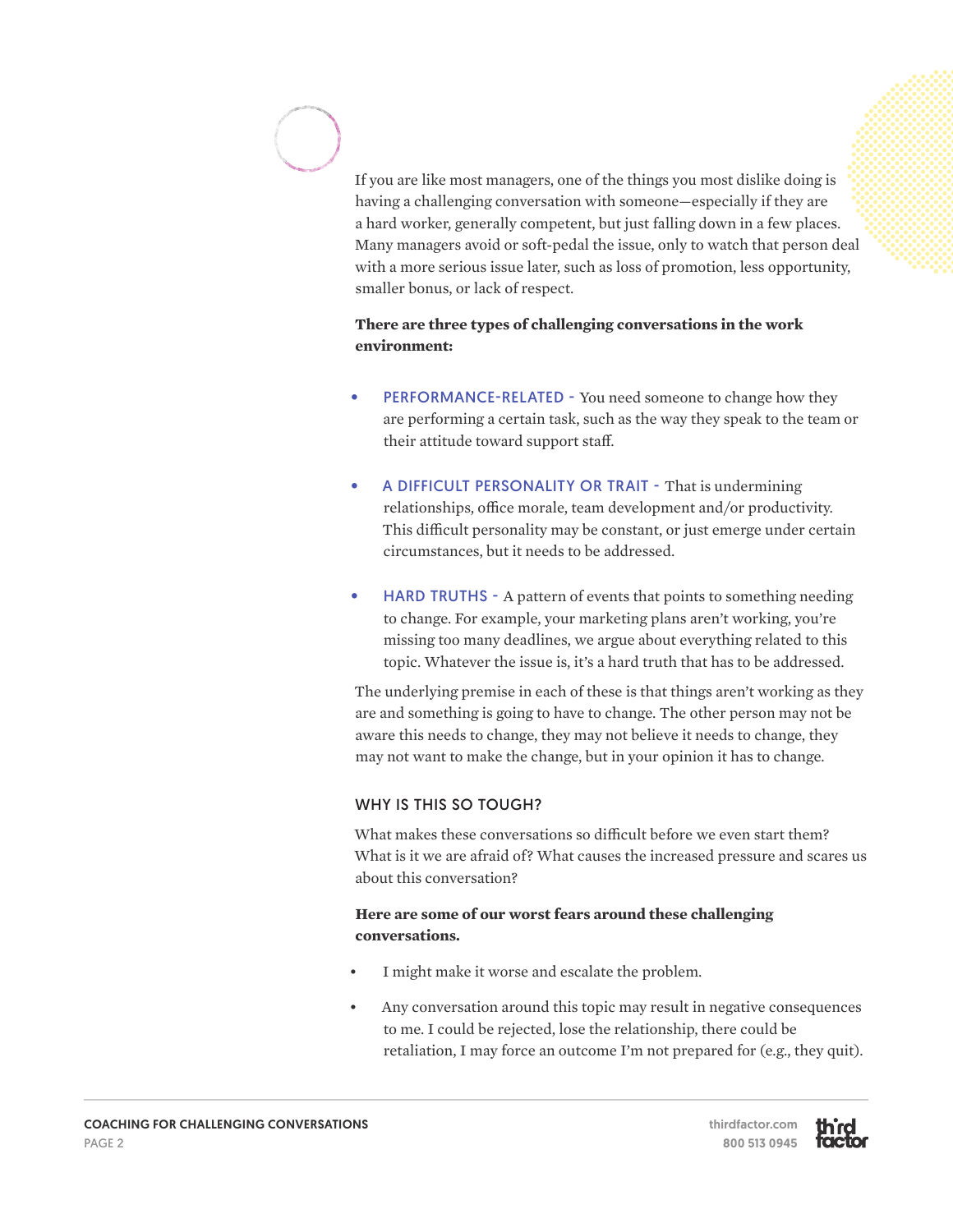If you are like most managers, one of the things you most dislike doing is having a challenging conversation with someone—especially if they are a hard worker, generally competent, but just falling down in a few places. Many managers avoid or soft-pedal the issue, only to watch that person deal with a more serious issue later, such as loss of promotion, less opportunity, smaller bonus, or lack of respect.

**There are three types of challenging conversations in the work environment:**

- PERFORMANCE-RELATED - You need someone to change how they are performing a certain task, such as the way they speak to the team or their attitude toward support staff.
- A DIFFICULT PERSONALITY OR TRAIT - That is undermining relationships, office morale, team development and/or productivity. This difficult personality may be constant, or just emerge under certain circumstances, but it needs to be addressed.
- HARD TRUTHS - A pattern of events that points to something needing to change. For example, your marketing plans aren't working, you're missing too many deadlines, we argue about everything related to this topic. Whatever the issue is, it's a hard truth that has to be addressed.

The underlying premise in each of these is that things aren't working as they are and something is going to have to change. The other person may not be aware this needs to change, they may not believe it needs to change, they may not want to make the change, but in your opinion it has to change.

## WHY IS THIS SO TOUGH?

What makes these conversations so difficult before we even start them? What is it we are afraid of? What causes the increased pressure and scares us about this conversation?

**Here are some of our worst fears around these challenging conversations.**

- I might make it worse and escalate the problem.
- Any conversation around this topic may result in negative consequences to me. I could be rejected, lose the relationship, there could be retaliation, I may force an outcome I'm not prepared for (e.g., they quit).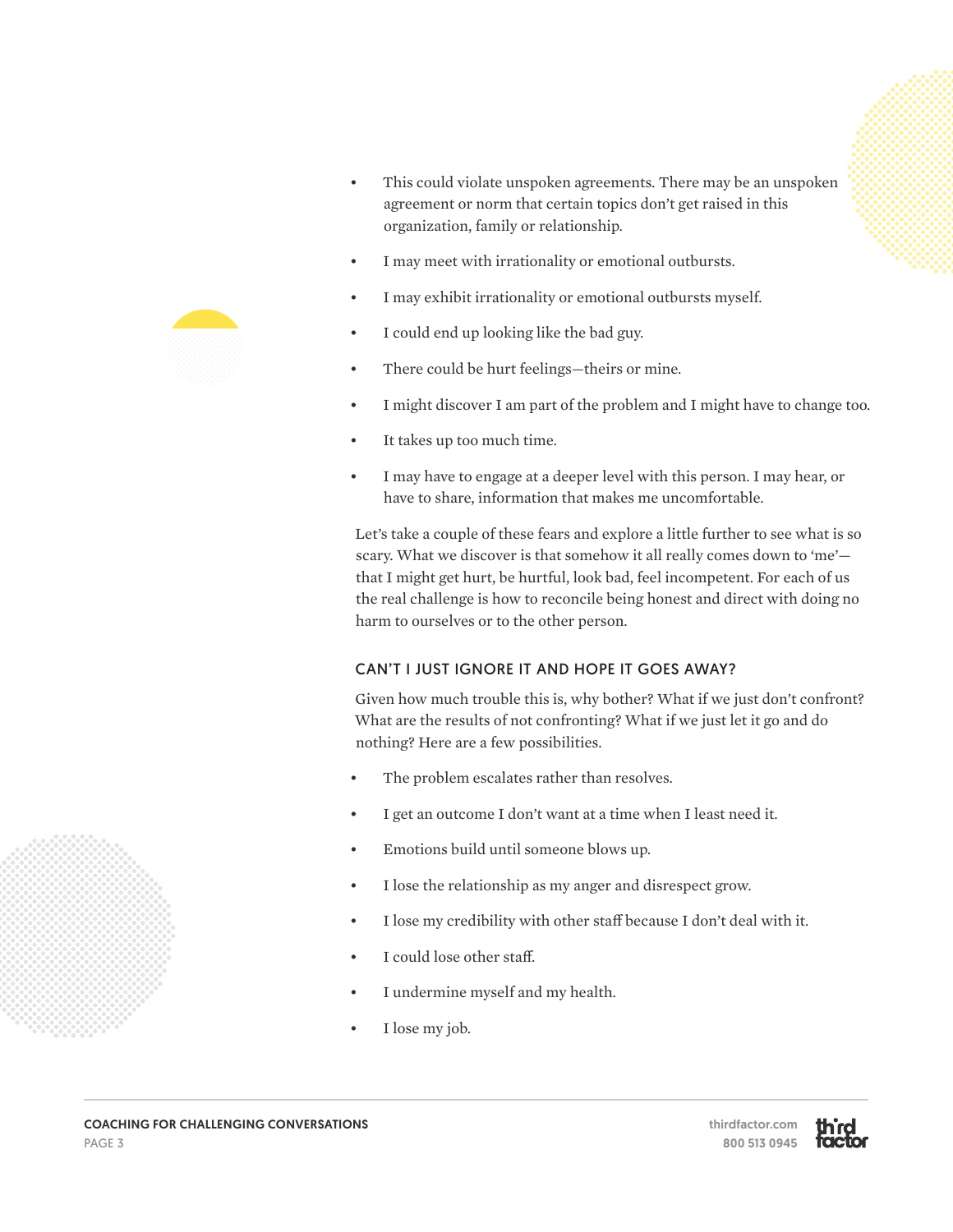- This could violate unspoken agreements. There may be an unspoken agreement or norm that certain topics don't get raised in this organization, family or relationship.
- I may meet with irrationality or emotional outbursts.
- I may exhibit irrationality or emotional outbursts myself.
- I could end up looking like the bad guy.
- There could be hurt feelings—theirs or mine.
- I might discover I am part of the problem and I might have to change too.
- It takes up too much time.
- I may have to engage at a deeper level with this person. I may hear, or have to share, information that makes me uncomfortable.

Let's take a couple of these fears and explore a little further to see what is so scary. What we discover is that somehow it all really comes down to 'me'—that I might get hurt, be hurtful, look bad, feel incompetent. For each of us the real challenge is how to reconcile being honest and direct with doing no harm to ourselves or to the other person.

## CAN'T I JUST IGNORE IT AND HOPE IT GOES AWAY?

Given how much trouble this is, why bother? What if we just don't confront? What are the results of not confronting? What if we just let it go and do nothing? Here are a few possibilities.

- The problem escalates rather than resolves.
- I get an outcome I don't want at a time when I least need it.
- Emotions build until someone blows up.
- I lose the relationship as my anger and disrespect grow.
- I lose my credibility with other staff because I don't deal with it.
- I could lose other staff.
- I undermine myself and my health.
- I lose my job.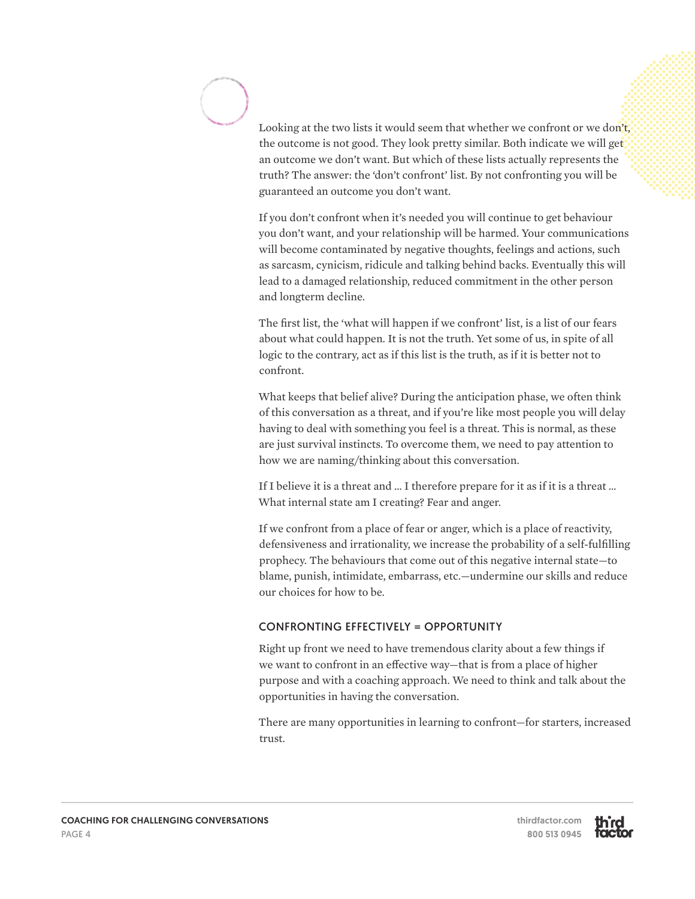Looking at the two lists it would seem that whether we confront or we don't, the outcome is not good. They look pretty similar. Both indicate we will get an outcome we don't want. But which of these lists actually represents the truth? The answer: the 'don't confront' list. By not confronting you will be guaranteed an outcome you don't want.

If you don't confront when it's needed you will continue to get behaviour you don't want, and your relationship will be harmed. Your communications will become contaminated by negative thoughts, feelings and actions, such as sarcasm, cynicism, ridicule and talking behind backs. Eventually this will lead to a damaged relationship, reduced commitment in the other person and longterm decline.

The first list, the 'what will happen if we confront' list, is a list of our fears about what could happen. It is not the truth. Yet some of us, in spite of all logic to the contrary, act as if this list is the truth, as if it is better not to confront.

What keeps that belief alive? During the anticipation phase, we often think of this conversation as a threat, and if you're like most people you will delay having to deal with something you feel is a threat. This is normal, as these are just survival instincts. To overcome them, we need to pay attention to how we are naming/thinking about this conversation.

If I believe it is a threat and … I therefore prepare for it as if it is a threat … What internal state am I creating? Fear and anger.

If we confront from a place of fear or anger, which is a place of reactivity, defensiveness and irrationality, we increase the probability of a self-fulfilling prophecy. The behaviours that come out of this negative internal state—to blame, punish, intimidate, embarrass, etc.—undermine our skills and reduce our choices for how to be.

## CONFRONTING EFFECTIVELY = OPPORTUNITY

Right up front we need to have tremendous clarity about a few things if we want to confront in an effective way—that is from a place of higher purpose and with a coaching approach. We need to think and talk about the opportunities in having the conversation.

There are many opportunities in learning to confront—for starters, increased trust.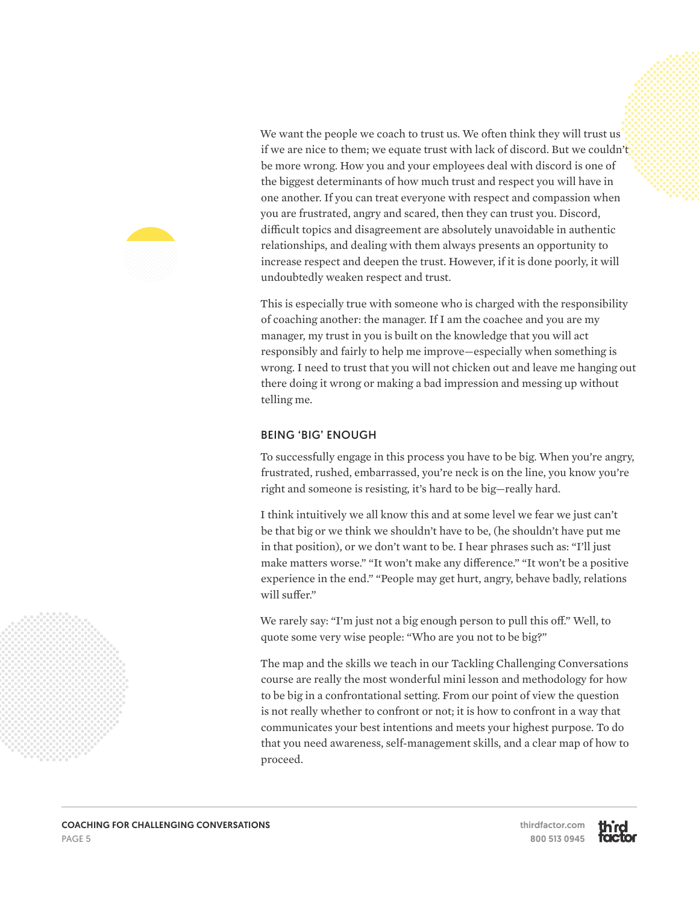We want the people we coach to trust us. We often think they will trust us if we are nice to them; we equate trust with lack of discord. But we couldn't be more wrong. How you and your employees deal with discord is one of the biggest determinants of how much trust and respect you will have in one another. If you can treat everyone with respect and compassion when you are frustrated, angry and scared, then they can trust you. Discord, difficult topics and disagreement are absolutely unavoidable in authentic relationships, and dealing with them always presents an opportunity to increase respect and deepen the trust. However, if it is done poorly, it will undoubtedly weaken respect and trust.

This is especially true with someone who is charged with the responsibility of coaching another: the manager. If I am the coachee and you are my manager, my trust in you is built on the knowledge that you will act responsibly and fairly to help me improve—especially when something is wrong. I need to trust that you will not chicken out and leave me hanging out there doing it wrong or making a bad impression and messing up without telling me.

## BEING 'BIG' ENOUGH

To successfully engage in this process you have to be big. When you're angry, frustrated, rushed, embarrassed, you're neck is on the line, you know you're right and someone is resisting, it's hard to be big—really hard.

I think intuitively we all know this and at some level we fear we just can't be that big or we think we shouldn't have to be, (he shouldn't have put me in that position), or we don't want to be. I hear phrases such as: "I'll just make matters worse." "It won't make any difference." "It won't be a positive experience in the end." "People may get hurt, angry, behave badly, relations will suffer."

We rarely say: "I'm just not a big enough person to pull this off." Well, to quote some very wise people: "Who are you not to be big?"

The map and the skills we teach in our Tackling Challenging Conversations course are really the most wonderful mini lesson and methodology for how to be big in a confrontational setting. From our point of view the question is not really whether to confront or not; it is how to confront in a way that communicates your best intentions and meets your highest purpose. To do that you need awareness, self-management skills, and a clear map of how to proceed.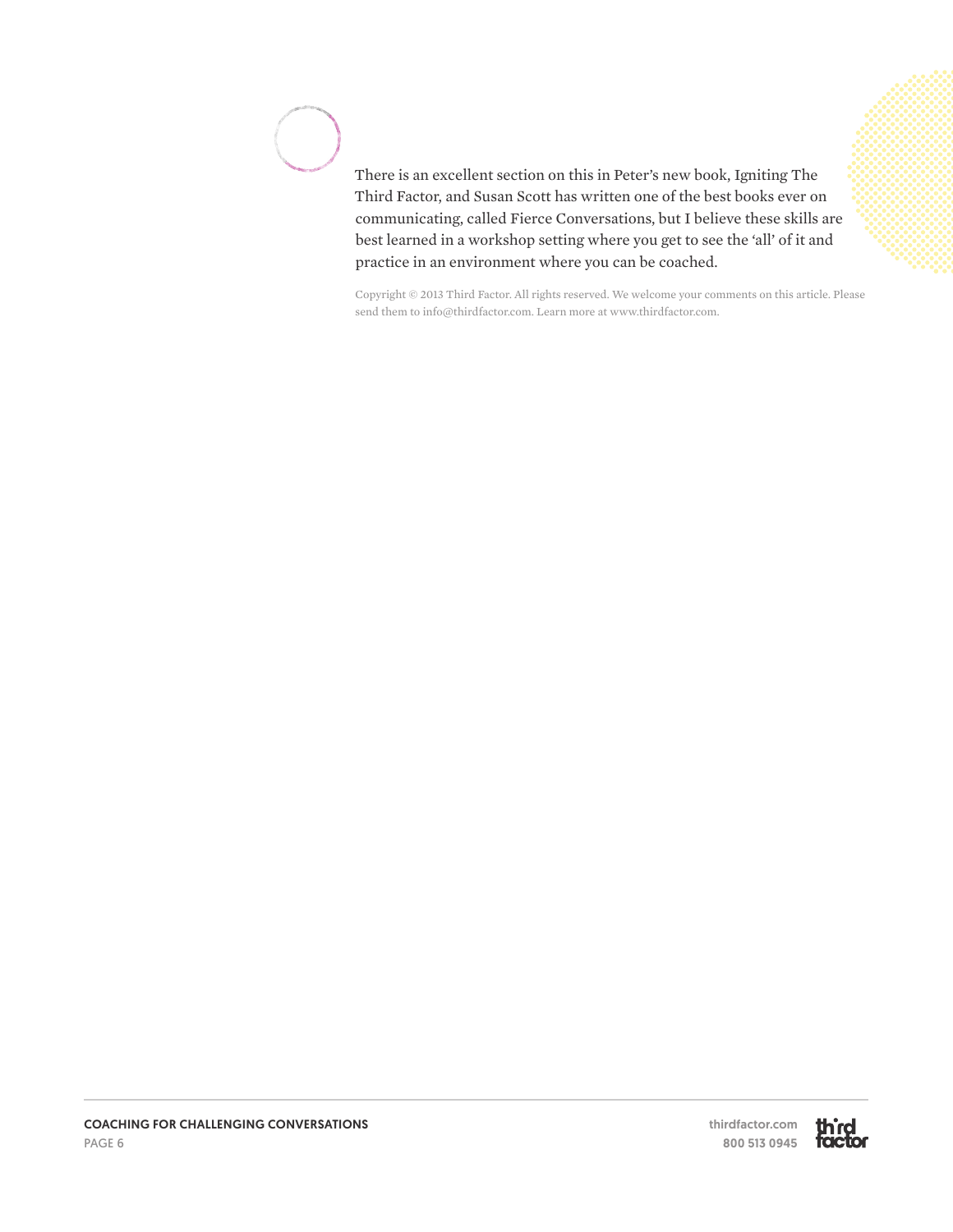There is an excellent section on this in Peter's new book, Igniting The Third Factor, and Susan Scott has written one of the best books ever on communicating, called Fierce Conversations, but I believe these skills are best learned in a workshop setting where you get to see the 'all' of it and practice in an environment where you can be coached.

Copyright © 2013 Third Factor. All rights reserved. We welcome your comments on this article. Please send them to info@thirdfactor.com. Learn more at www.thirdfactor.com.